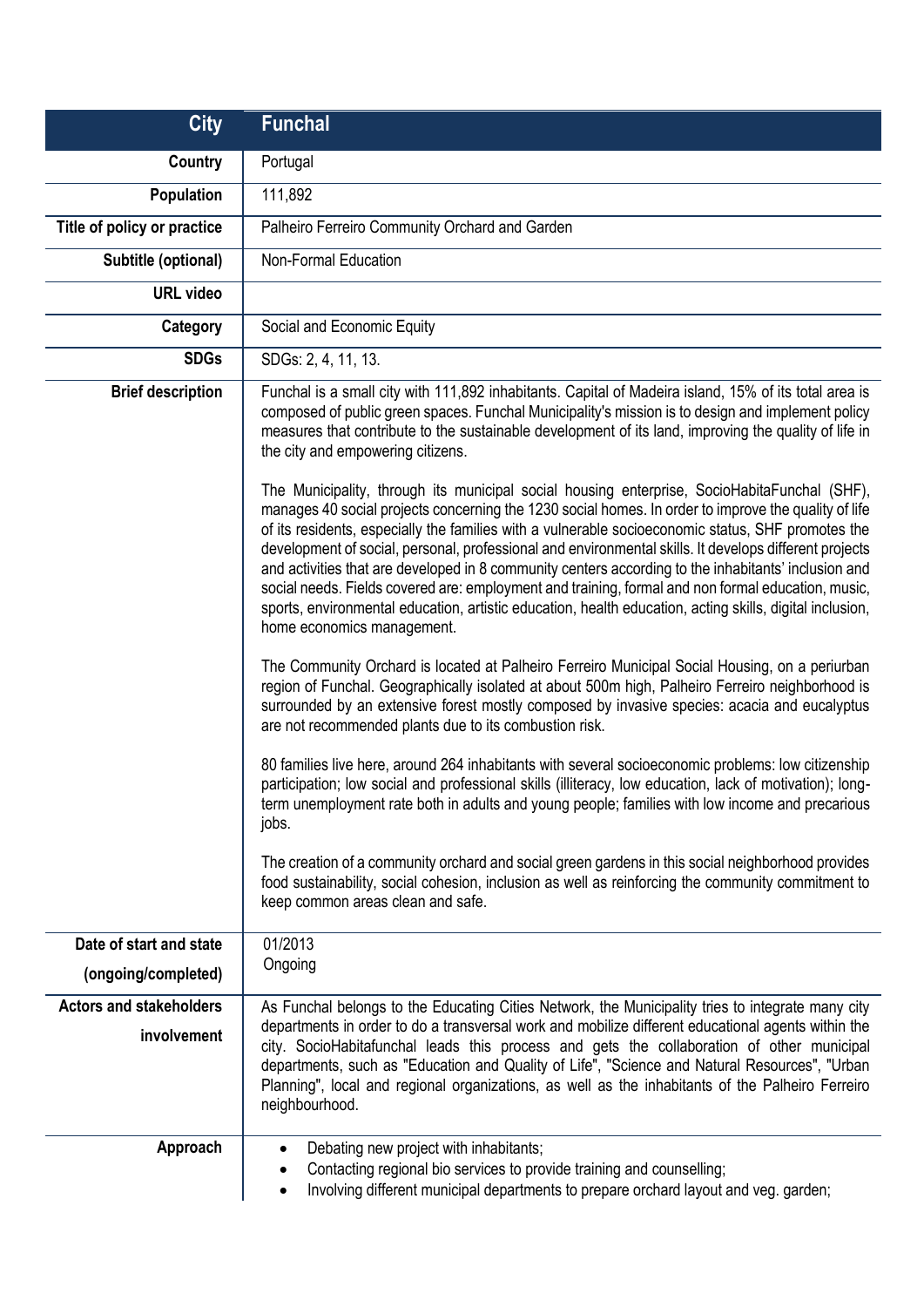| City | Funchal |
|---|---|
| Country | Portugal |
| Population | 111,892 |
| Title of policy or practice | Palheiro Ferreiro Community Orchard and Garden |
| Subtitle (optional) | Non-Formal Education |
| URL video | |
| Category | Social and Economic Equity |
| SDGs | SDGs: 2, 4, 11, 13. |
| Brief description | Funchal is a small city with 111,892 inhabitants. Capital of Madeira island, 15% of its total area is composed of public green spaces. Funchal Municipality's mission is to design and implement policy measures that contribute to the sustainable development of its land, improving the quality of life in the city and empowering citizens.<br><br>The Municipality, through its municipal social housing enterprise, SocioHabitaFunchal (SHF), manages 40 social projects concerning the 1230 social homes. In order to improve the quality of life of its residents, especially the families with a vulnerable socioeconomic status, SHF promotes the development of social, personal, professional and environmental skills. It develops different projects and activities that are developed in 8 community centers according to the inhabitants' inclusion and social needs. Fields covered are: employment and training, formal and non formal education, music, sports, environmental education, artistic education, health education, acting skills, digital inclusion, home economics management.<br><br>The Community Orchard is located at Palheiro Ferreiro Municipal Social Housing, on a periurban region of Funchal. Geographically isolated at about 500m high, Palheiro Ferreiro neighborhood is surrounded by an extensive forest mostly composed by invasive species: acacia and eucalyptus are not recommended plants due to its combustion risk.<br><br>80 families live here, around 264 inhabitants with several socioeconomic problems: low citizenship participation; low social and professional skills (illiteracy, low education, lack of motivation); long-term unemployment rate both in adults and young people; families with low income and precarious jobs.<br><br>The creation of a community orchard and social green gardens in this social neighborhood provides food sustainability, social cohesion, inclusion as well as reinforcing the community commitment to keep common areas clean and safe. |
| Date of start and state (ongoing/completed) | 01/2013<br>Ongoing |
| Actors and stakeholders involvement | As Funchal belongs to the Educating Cities Network, the Municipality tries to integrate many city departments in order to do a transversal work and mobilize different educational agents within the city. SocioHabitafunchal leads this process and gets the collaboration of other municipal departments, such as "Education and Quality of Life", "Science and Natural Resources", "Urban Planning", local and regional organizations, as well as the inhabitants of the Palheiro Ferreiro neighbourhood. |
| Approach | • Debating new project with inhabitants;<br>• Contacting regional bio services to provide training and counselling;<br>• Involving different municipal departments to prepare orchard layout and veg. garden; |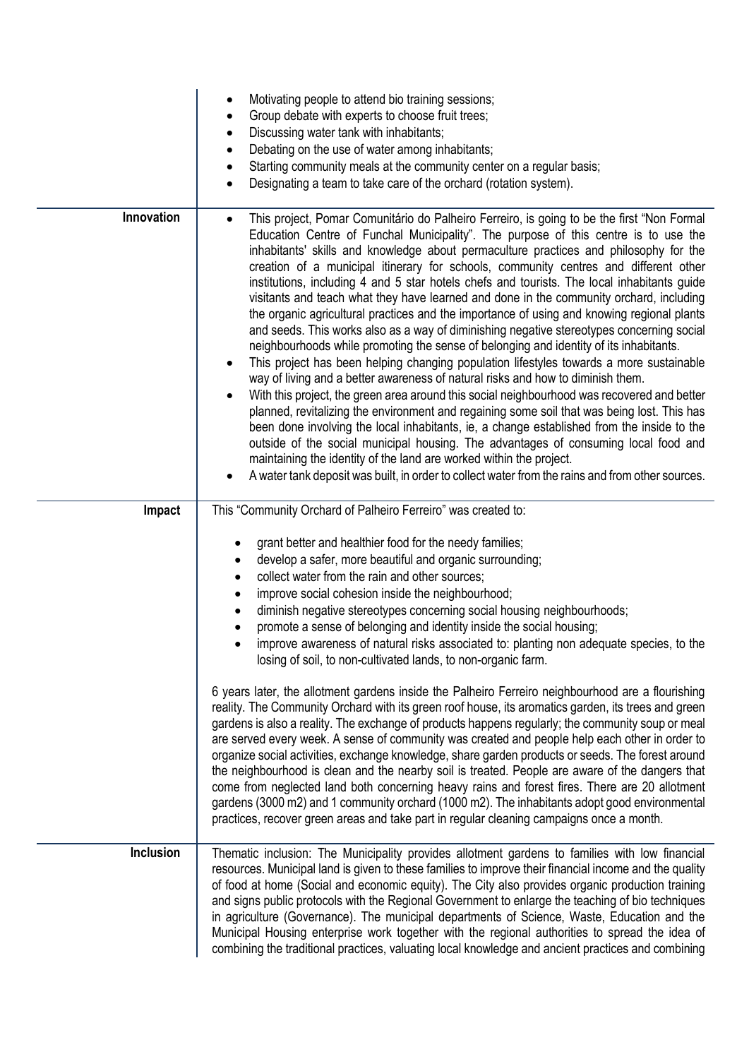| | |
|---|---|
| | • Motivating people to attend bio training sessions;<br>• Group debate with experts to choose fruit trees;<br>• Discussing water tank with inhabitants;<br>• Debating on the use of water among inhabitants;<br>• Starting community meals at the community center on a regular basis;<br>• Designating a team to take care of the orchard (rotation system). |
| **Innovation** | • This project, Pomar Comunitário do Palheiro Ferreiro, is going to be the first "Non Formal Education Centre of Funchal Municipality". The purpose of this centre is to use the inhabitants' skills and knowledge about permaculture practices and philosophy for the creation of a municipal itinerary for schools, community centres and different other institutions, including 4 and 5 star hotels chefs and tourists. The local inhabitants guide visitants and teach what they have learned and done in the community orchard, including the organic agricultural practices and the importance of using and knowing regional plants and seeds. This works also as a way of diminishing negative stereotypes concerning social neighbourhoods while promoting the sense of belonging and identity of its inhabitants.<br>• This project has been helping changing population lifestyles towards a more sustainable way of living and a better awareness of natural risks and how to diminish them.<br>• With this project, the green area around this social neighbourhood was recovered and better planned, revitalizing the environment and regaining some soil that was being lost. This has been done involving the local inhabitants, ie, a change established from the inside to the outside of the social municipal housing. The advantages of consuming local food and maintaining the identity of the land are worked within the project.<br>• A water tank deposit was built, in order to collect water from the rains and from other sources. |
| **Impact** | This "Community Orchard of Palheiro Ferreiro" was created to:<br><br>• grant better and healthier food for the needy families;<br>• develop a safer, more beautiful and organic surrounding;<br>• collect water from the rain and other sources;<br>• improve social cohesion inside the neighbourhood;<br>• diminish negative stereotypes concerning social housing neighbourhoods;<br>• promote a sense of belonging and identity inside the social housing;<br>• improve awareness of natural risks associated to: planting non adequate species, to the losing of soil, to non-cultivated lands, to non-organic farm.<br><br>6 years later, the allotment gardens inside the Palheiro Ferreiro neighbourhood are a flourishing reality. The Community Orchard with its green roof house, its aromatics garden, its trees and green gardens is also a reality. The exchange of products happens regularly; the community soup or meal are served every week. A sense of community was created and people help each other in order to organize social activities, exchange knowledge, share garden products or seeds. The forest around the neighbourhood is clean and the nearby soil is treated. People are aware of the dangers that come from neglected land both concerning heavy rains and forest fires. There are 20 allotment gardens (3000 m2) and 1 community orchard (1000 m2). The inhabitants adopt good environmental practices, recover green areas and take part in regular cleaning campaigns once a month. |
| **Inclusion** | Thematic inclusion: The Municipality provides allotment gardens to families with low financial resources. Municipal land is given to these families to improve their financial income and the quality of food at home (Social and economic equity). The City also provides organic production training and signs public protocols with the Regional Government to enlarge the teaching of bio techniques in agriculture (Governance). The municipal departments of Science, Waste, Education and the Municipal Housing enterprise work together with the regional authorities to spread the idea of combining the traditional practices, valuating local knowledge and ancient practices and combining |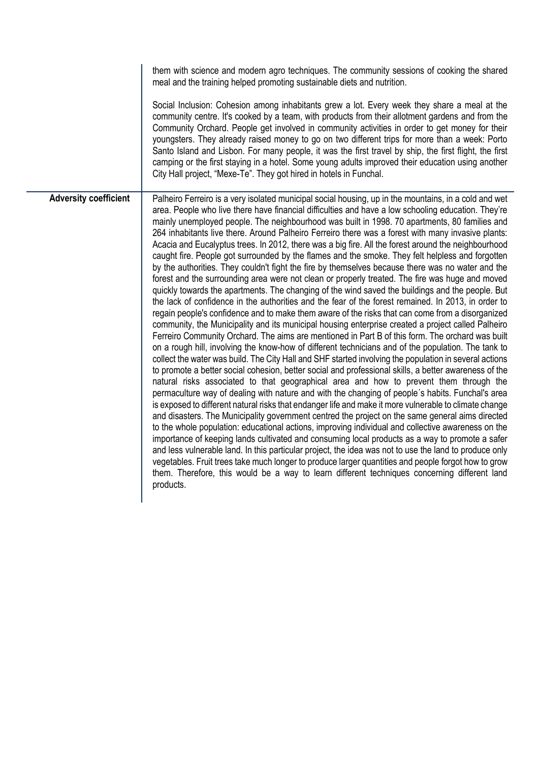| | |
|---|---|
| | them with science and modern agro techniques. The community sessions of cooking the shared meal and the training helped promoting sustainable diets and nutrition.<br><br>Social Inclusion: Cohesion among inhabitants grew a lot. Every week they share a meal at the community centre. It's cooked by a team, with products from their allotment gardens and from the Community Orchard. People get involved in community activities in order to get money for their youngsters. They already raised money to go on two different trips for more than a week: Porto Santo Island and Lisbon. For many people, it was the first travel by ship, the first flight, the first camping or the first staying in a hotel. Some young adults improved their education using another City Hall project, "Mexe-Te". They got hired in hotels in Funchal. |
| **Adversity coefficient** | Palheiro Ferreiro is a very isolated municipal social housing, up in the mountains, in a cold and wet area. People who live there have financial difficulties and have a low schooling education. They're mainly unemployed people. The neighbourhood was built in 1998. 70 apartments, 80 families and 264 inhabitants live there. Around Palheiro Ferreiro there was a forest with many invasive plants: Acacia and Eucalyptus trees. In 2012, there was a big fire. All the forest around the neighbourhood caught fire. People got surrounded by the flames and the smoke. They felt helpless and forgotten by the authorities. They couldn't fight the fire by themselves because there was no water and the forest and the surrounding area were not clean or properly treated. The fire was huge and moved quickly towards the apartments. The changing of the wind saved the buildings and the people. But the lack of confidence in the authorities and the fear of the forest remained. In 2013, in order to regain people's confidence and to make them aware of the risks that can come from a disorganized community, the Municipality and its municipal housing enterprise created a project called Palheiro Ferreiro Community Orchard. The aims are mentioned in Part B of this form. The orchard was built on a rough hill, involving the know-how of different technicians and of the population. The tank to collect the water was build. The City Hall and SHF started involving the population in several actions to promote a better social cohesion, better social and professional skills, a better awareness of the natural risks associated to that geographical area and how to prevent them through the permaculture way of dealing with nature and with the changing of people´s habits. Funchal's area is exposed to different natural risks that endanger life and make it more vulnerable to climate change and disasters. The Municipality government centred the project on the same general aims directed to the whole population: educational actions, improving individual and collective awareness on the importance of keeping lands cultivated and consuming local products as a way to promote a safer and less vulnerable land. In this particular project, the idea was not to use the land to produce only vegetables. Fruit trees take much longer to produce larger quantities and people forgot how to grow them. Therefore, this would be a way to learn different techniques concerning different land products. |